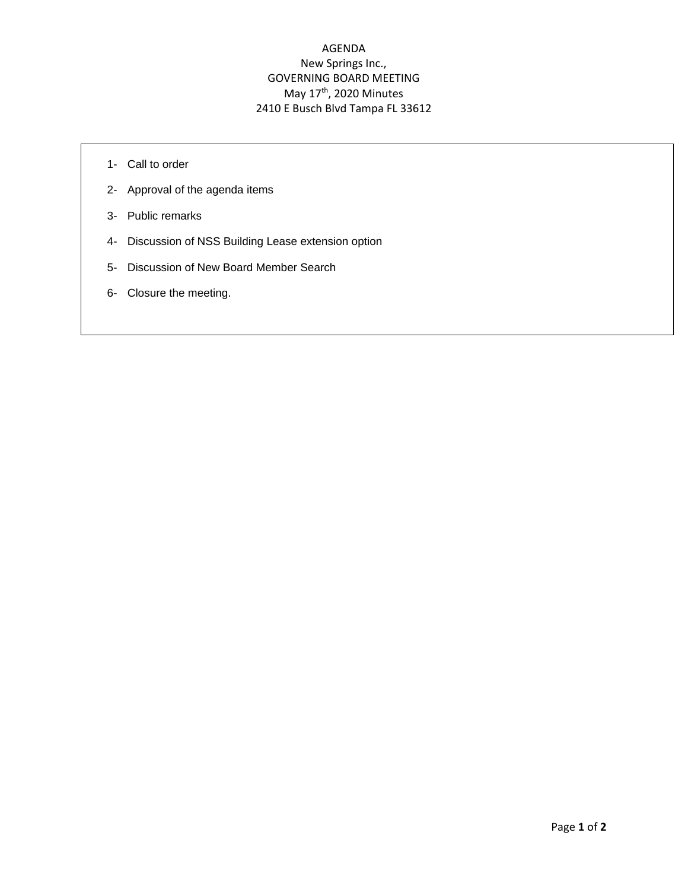# AGENDA

New Springs Inc.,

GOVERNING BOARD MEETING

May 17th, 2020 Minutes

2410 E Busch Blvd Tampa FL 33612

1- Call to order

2- Approval of the agenda items

3- Public remarks

4- Discussion of NSS Building Lease extension option

5- Discussion of New Board Member Search

6- Closure the meeting.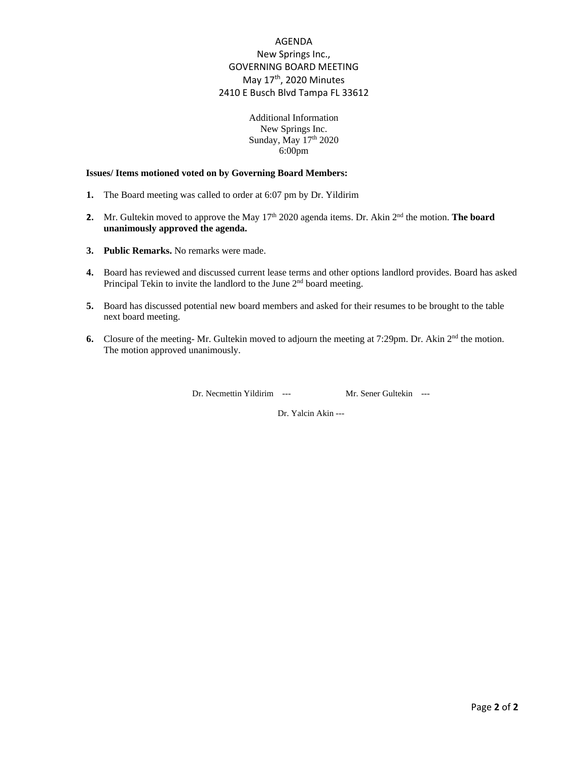AGENDA
New Springs Inc.,
GOVERNING BOARD MEETING
May 17th, 2020 Minutes
2410 E Busch Blvd Tampa FL 33612

Additional Information
New Springs Inc.
Sunday, May 17th 2020
6:00pm

**Issues/ Items motioned voted on by Governing Board Members:**

1. The Board meeting was called to order at 6:07 pm by Dr. Yildirim

2. Mr. Gultekin moved to approve the May 17th 2020 agenda items. Dr. Akin 2nd the motion. **The board unanimously approved the agenda.**

3. **Public Remarks.** No remarks were made.

4. Board has reviewed and discussed current lease terms and other options landlord provides. Board has asked Principal Tekin to invite the landlord to the June 2nd board meeting.

5. Board has discussed potential new board members and asked for their resumes to be brought to the table next board meeting.

6. Closure of the meeting- Mr. Gultekin moved to adjourn the meeting at 7:29pm. Dr. Akin 2nd the motion. The motion approved unanimously.

Dr. Necmettin Yildirim --- Mr. Sener Gultekin ---

Dr. Yalcin Akin ---